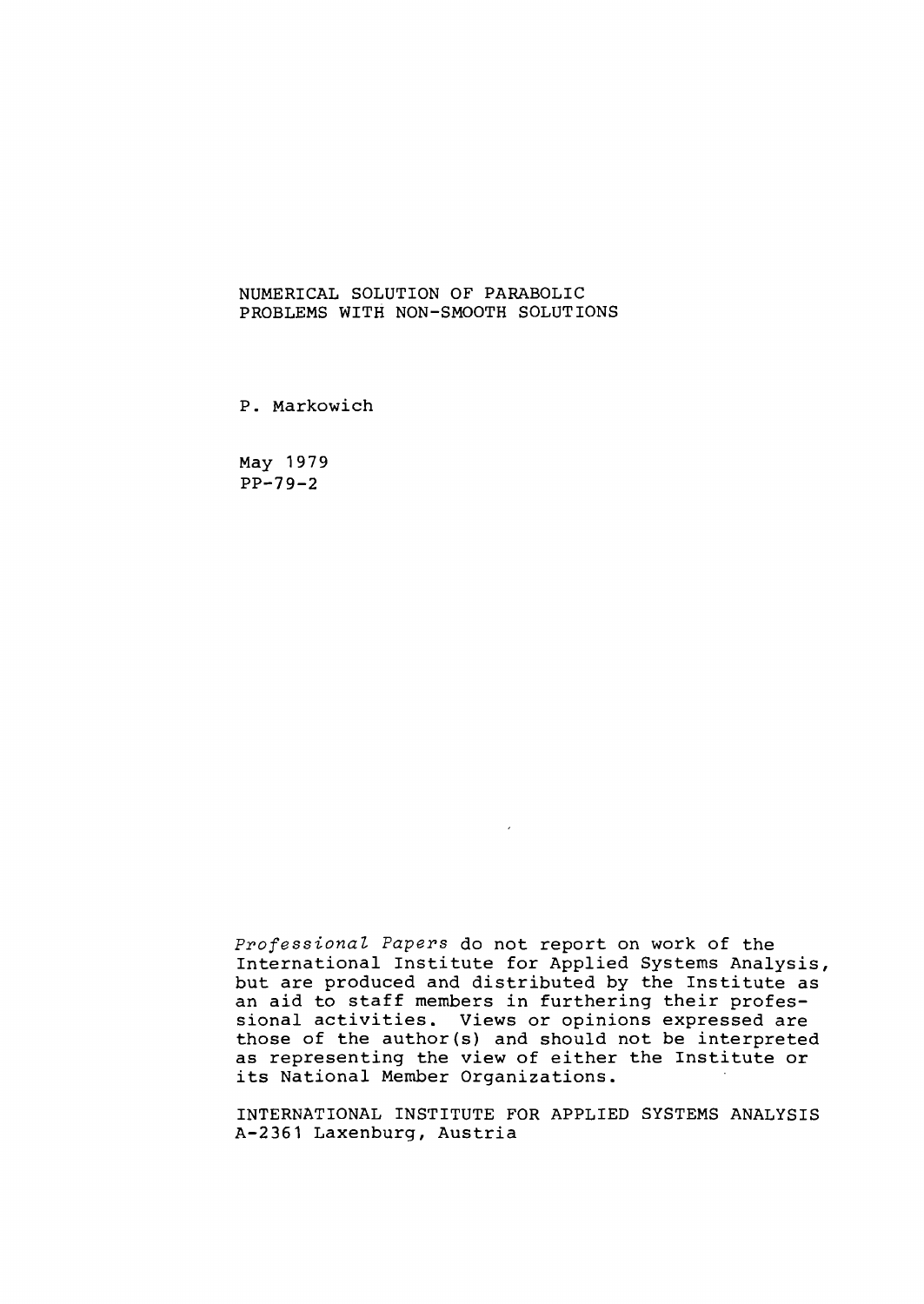# NUMERICAL SOLUTION OF PARABOLIC PROBLEMS WITH NON-SMOOTH SOLUTIONS

P. Markowich

May 1979
PP-79-2

*Professional Papers* do not report on work of the International Institute for Applied Systems Analysis, but are produced and distributed by the Institute as an aid to staff members in furthering their professional activities. Views or opinions expressed are those of the author(s) and should not be interpreted as representing the view of either the Institute or its National Member Organizations.

INTERNATIONAL INSTITUTE FOR APPLIED SYSTEMS ANALYSIS
A-2361 Laxenburg, Austria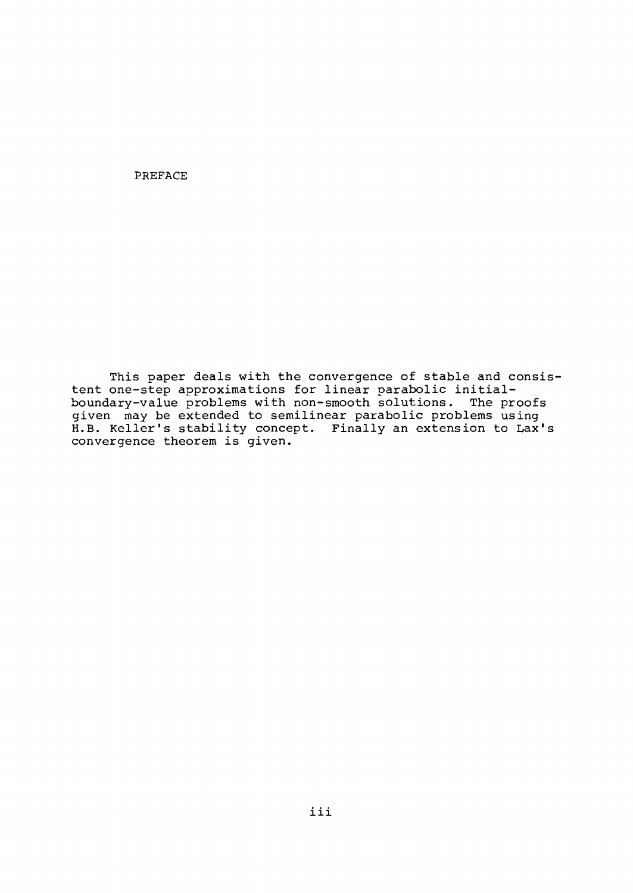# PREFACE

This paper deals with the convergence of stable and consistent one-step approximations for linear parabolic initial-boundary-value problems with non-smooth solutions. The proofs given may be extended to semilinear parabolic problems using H.B. Keller's stability concept. Finally an extension to Lax's convergence theorem is given.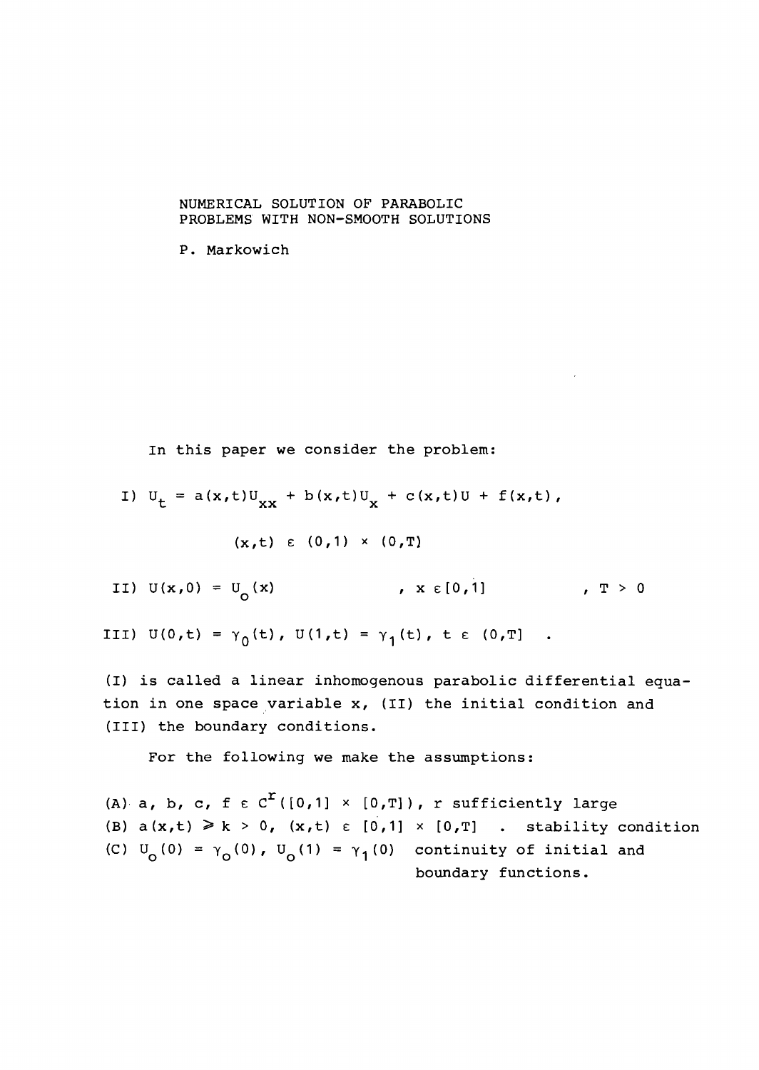# NUMERICAL SOLUTION OF PARABOLIC PROBLEMS WITH NON-SMOOTH SOLUTIONS

P. Markowich

In this paper we consider the problem:

I) $U_t = a(x,t)U_{xx} + b(x,t)U_x + c(x,t)U + f(x,t)$,

$$(x,t) \in (0,1) \times (0,T)$$

II) $U(x,0) = U_o(x)$ , $x \in [0,1]$ , $T > 0$

III) $U(0,t) = \gamma_0(t)$, $U(1,t) = \gamma_1(t)$, $t \in (0,T]$ .

(I) is called a linear inhomogenous parabolic differential equation in one space variable x, (II) the initial condition and (III) the boundary conditions.

For the following we make the assumptions:

(A) a, b, c, f $\in C^r([0,1] \times [0,T])$, r sufficiently large

(B) $a(x,t) \geqslant k > 0$, $(x,t) \in [0,1] \times [0,T]$ . stability condition

(C) $U_o(0) = \gamma_o(0)$, $U_o(1) = \gamma_1(0)$ continuity of initial and boundary functions.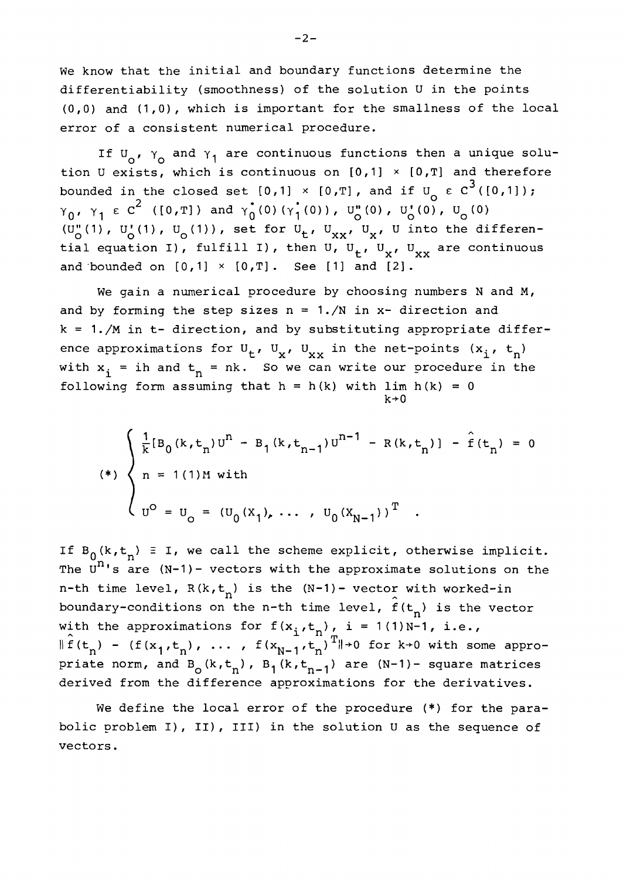We know that the initial and boundary functions determine the differentiability (smoothness) of the solution U in the points (0,0) and (1,0), which is important for the smallness of the local error of a consistent numerical procedure.

If $U_o$, $\gamma_o$ and $\gamma_1$ are continuous functions then a unique solution U exists, which is continuous on $[0,1] \times [0,T]$ and therefore bounded in the closed set $[0,1] \times [0,T]$, and if $U_o \in C^3([0,1])$; $\gamma_0, \gamma_1 \in C^2([0,T])$ and $\dot{\gamma}_0(0)$ $(\dot{\gamma}_1(0))$, $U_o''(0)$, $U_o'(0)$, $U_o(0)$ $(U_o''(1), U_o'(1), U_o(1))$, set for $U_t$, $U_{xx}$, $U_x$, U into the differential equation I), fulfill I), then U, $U_t$, $U_x$, $U_{xx}$ are continuous and bounded on $[0,1] \times [0,T]$. See [1] and [2].

We gain a numerical procedure by choosing numbers N and M, and by forming the step sizes $n = 1./N$ in x- direction and $k = 1./M$ in t- direction, and by substituting appropriate difference approximations for $U_t$, $U_x$, $U_{xx}$ in the net-points $(x_i, t_n)$ with $x_i = ih$ and $t_n = nk$. So we can write our procedure in the following form assuming that $h = h(k)$ with $\lim_{k \to 0} h(k) = 0$

$$
(*) \begin{cases} \frac{1}{k}[B_0(k,t_n)U^n - B_1(k,t_{n-1})U^{n-1} - R(k,t_n)] - \hat{f}(t_n) = 0 \\ n = 1(1)M \text{ with} \\ U^o = U_o = (U_0(X_1), \ldots , U_0(X_{N-1}))^T \end{cases} .
$$

If $B_0(k,t_n) \equiv I$, we call the scheme explicit, otherwise implicit. The $U^n$'s are (N-1)- vectors with the approximate solutions on the n-th time level, $R(k,t_n)$ is the (N-1)- vector with worked-in boundary-conditions on the n-th time level, $\hat{f}(t_n)$ is the vector with the approximations for $f(x_i,t_n)$, $i = 1(1)N-1$, i.e., $\|\hat{f}(t_n) - (f(x_1,t_n), \ldots , f(x_{N-1},t_n))^T\| \to 0$ for $k \to 0$ with some appropriate norm, and $B_o(k,t_n)$, $B_1(k,t_{n-1})$ are (N-1)- square matrices derived from the difference approximations for the derivatives.

We define the local error of the procedure (*) for the parabolic problem I), II), III) in the solution U as the sequence of vectors.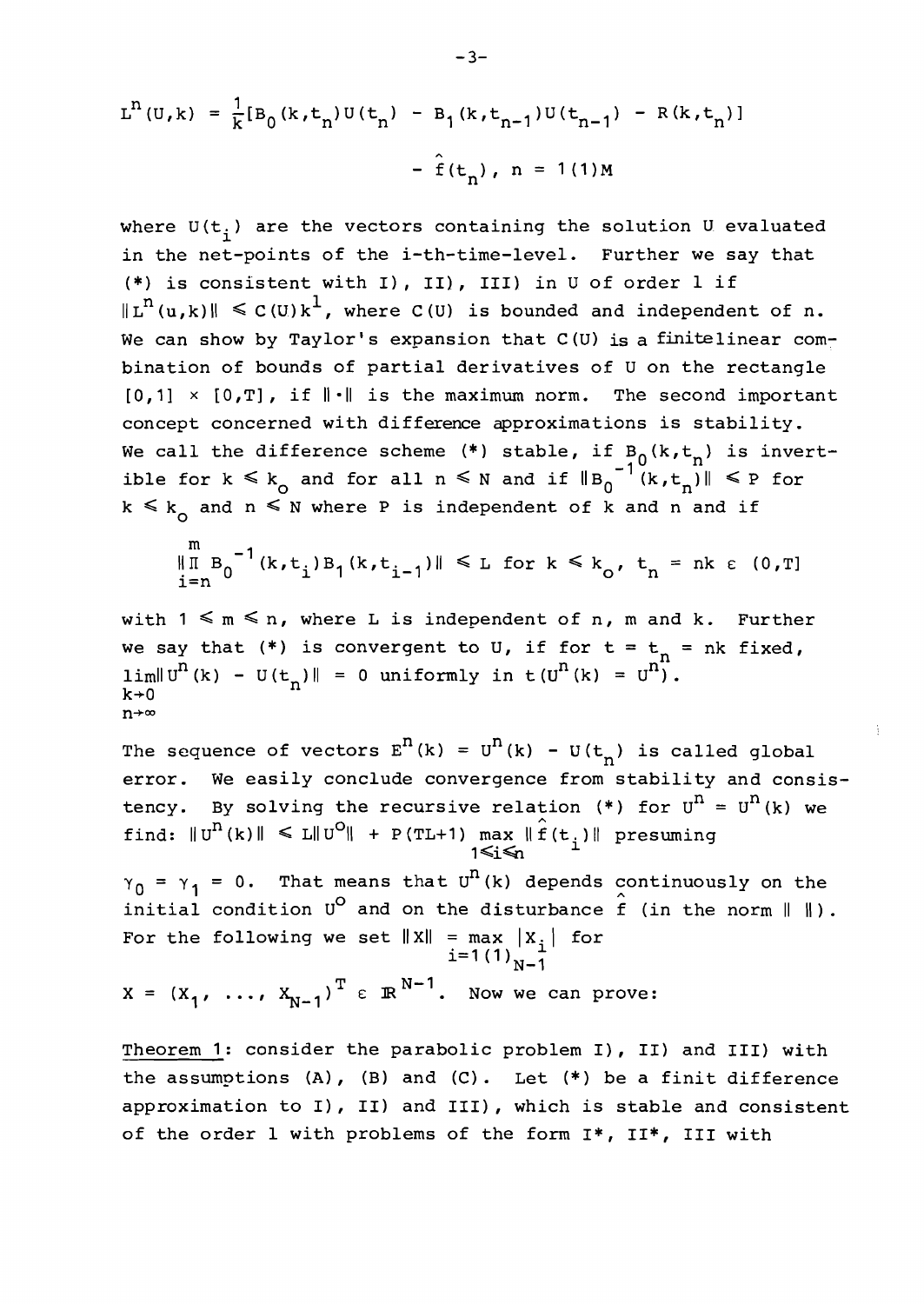$$L^n(U,k) = \frac{1}{k}[B_0(k,t_n)U(t_n) - B_1(k,t_{n-1})U(t_{n-1}) - R(k,t_n)]$$
$$- \hat{f}(t_n), \; n = 1(1)M$$

where $U(t_i)$ are the vectors containing the solution U evaluated in the net-points of the i-th-time-level. Further we say that (*) is consistent with I), II), III) in U of order l if $\|L^n(u,k)\| \leq C(U)k^l$, where $C(U)$ is bounded and independent of n. We can show by Taylor's expansion that $C(U)$ is a finitelinear combination of bounds of partial derivatives of U on the rectangle $[0,1] \times [0,T]$, if $\|\cdot\|$ is the maximum norm. The second important concept concerned with difference approximations is stability. We call the difference scheme (*) stable, if $B_0(k,t_n)$ is invertible for $k \leq k_o$ and for all $n \leq N$ and if $\|B_0^{-1}(k,t_n)\| \leq P$ for $k \leq k_o$ and $n \leq N$ where P is independent of k and n and if

$$\|\prod_{i=n}^{m} B_0^{-1}(k,t_i)B_1(k,t_{i-1})\| \leq L \text{ for } k \leq k_o, \; t_n = nk \in (0,T]$$

with $1 \leq m \leq n$, where L is independent of n, m and k. Further we say that (*) is convergent to U, if for $t = t_n = nk$ fixed, $\lim\limits_{\substack{k \to 0 \\ n \to \infty}} \|U^n(k) - U(t_n)\| = 0$ uniformly in $t \; (U^n(k) = U^n)$.

The sequence of vectors $E^n(k) = U^n(k) - U(t_n)$ is called global error. We easily conclude convergence from stability and consistency. By solving the recursive relation (*) for $U^n = U^n(k)$ we find: $\|U^n(k)\| \leq L\|U^o\| + P(TL+1) \max\limits_{1 \leq i \leq n} \|\hat{f}(t_i)\|$ presuming $\gamma_0 = \gamma_1 = 0$. That means that $U^n(k)$ depends continuously on the initial condition $U^o$ and on the disturbance $\hat{f}$ (in the norm $\| \; \|$). For the following we set $\|X\| = \max\limits_{i=1(1)_{N-1}} |X_i|$ for $X = (X_1, \ldots, X_{N-1})^T \in \mathbb{R}^{N-1}$. Now we can prove:

Theorem 1: consider the parabolic problem I), II) and III) with the assumptions (A), (B) and (C). Let (*) be a finit difference approximation to I), II) and III), which is stable and consistent of the order l with problems of the form I*, II*, III with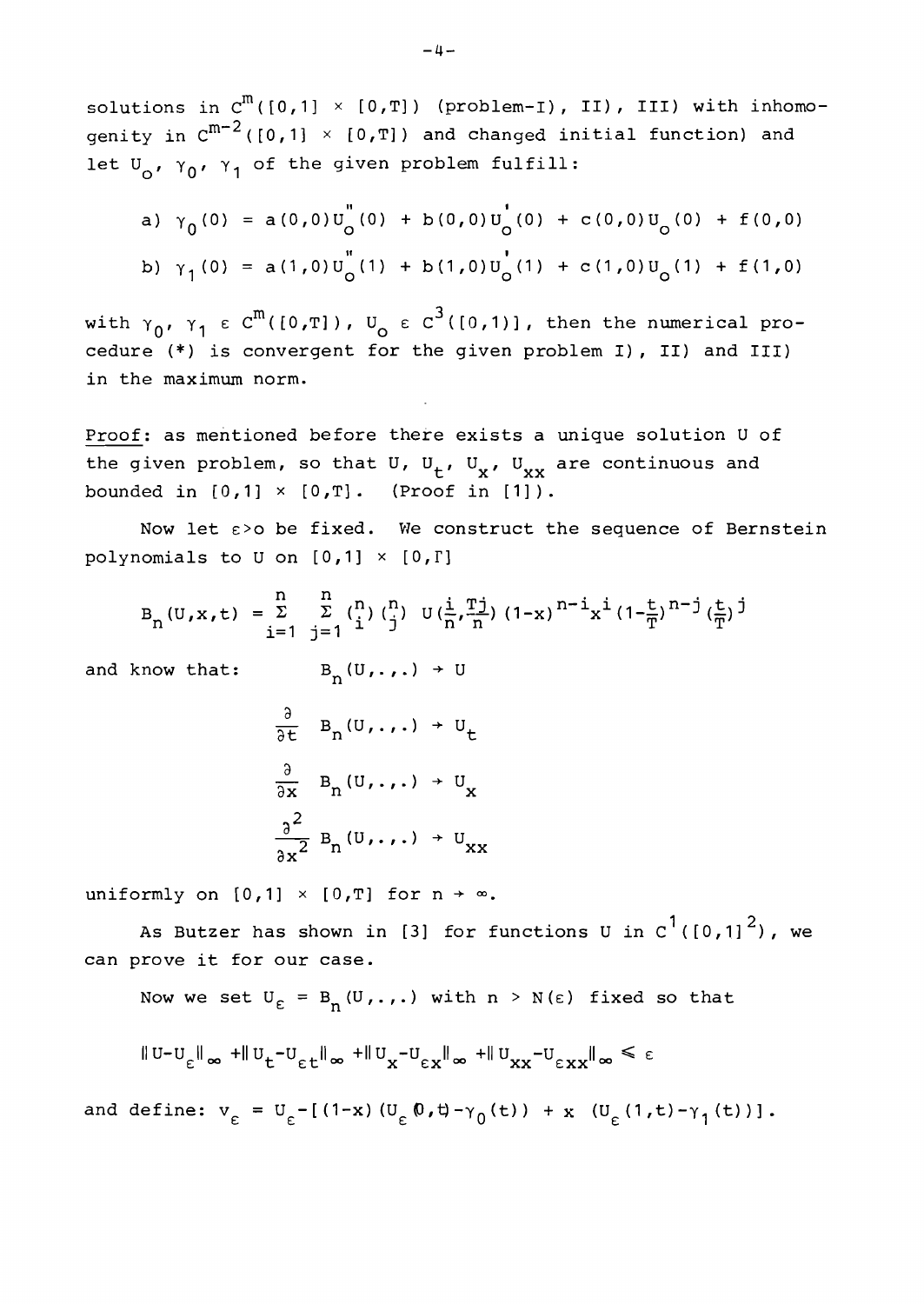solutions in $C^m([0,1] \times [0,T])$ (problem-I), II), III) with inhomogenity in $C^{m-2}([0,1] \times [0,T])$ and changed initial function) and let $U_o$, $\gamma_0$, $\gamma_1$ of the given problem fulfill:

$$\text{a)} \quad \gamma_0(0) = a(0,0)U_o''(0) + b(0,0)U_o'(0) + c(0,0)U_o(0) + f(0,0)$$

$$\text{b)} \quad \gamma_1(0) = a(1,0)U_o''(1) + b(1,0)U_o'(1) + c(1,0)U_o(1) + f(1,0)$$

with $\gamma_0, \gamma_1 \in C^m([0,T])$, $U_o \in C^3([0,1))]$, then the numerical procedure (*) is convergent for the given problem I), II) and III) in the maximum norm.

Proof: as mentioned before there exists a unique solution U of the given problem, so that $U$, $U_t$, $U_x$, $U_{xx}$ are continuous and bounded in $[0,1] \times [0,T]$. (Proof in [1]).

Now let $\varepsilon > o$ be fixed. We construct the sequence of Bernstein polynomials to U on $[0,1] \times [0,\Gamma]$

$$B_n(U,x,t) = \sum_{i=1}^{n} \sum_{j=1}^{n} \binom{n}{i}\binom{n}{j} U\left(\frac{i}{n},\frac{Tj}{n}\right)(1-x)^{n-i}x^i\left(1-\frac{t}{T}\right)^{n-j}\left(\frac{t}{T}\right)^j$$

and know that:

$$B_n(U,.,.) \to U$$

$$\frac{\partial}{\partial t} B_n(U,.,.) \to U_t$$

$$\frac{\partial}{\partial x} B_n(U,.,.) \to U_x$$

$$\frac{\partial^2}{\partial x^2} B_n(U,.,.) \to U_{xx}$$

uniformly on $[0,1] \times [0,T]$ for $n \to \infty$.

As Butzer has shown in [3] for functions U in $C^1([0,1]^2)$, we can prove it for our case.

Now we set $U_\varepsilon = B_n(U,.,.)$ with $n > N(\varepsilon)$ fixed so that

$$\| U-U_\varepsilon \|_\infty + \| U_t-U_{\varepsilon t} \|_\infty + \| U_x-U_{\varepsilon x} \|_\infty + \| U_{xx}-U_{\varepsilon xx} \|_\infty \leqslant \varepsilon$$

and define: $v_\varepsilon = U_\varepsilon - [(1-x)(U_\varepsilon(0,t)-\gamma_0(t)) + x\ (U_\varepsilon(1,t)-\gamma_1(t))]$.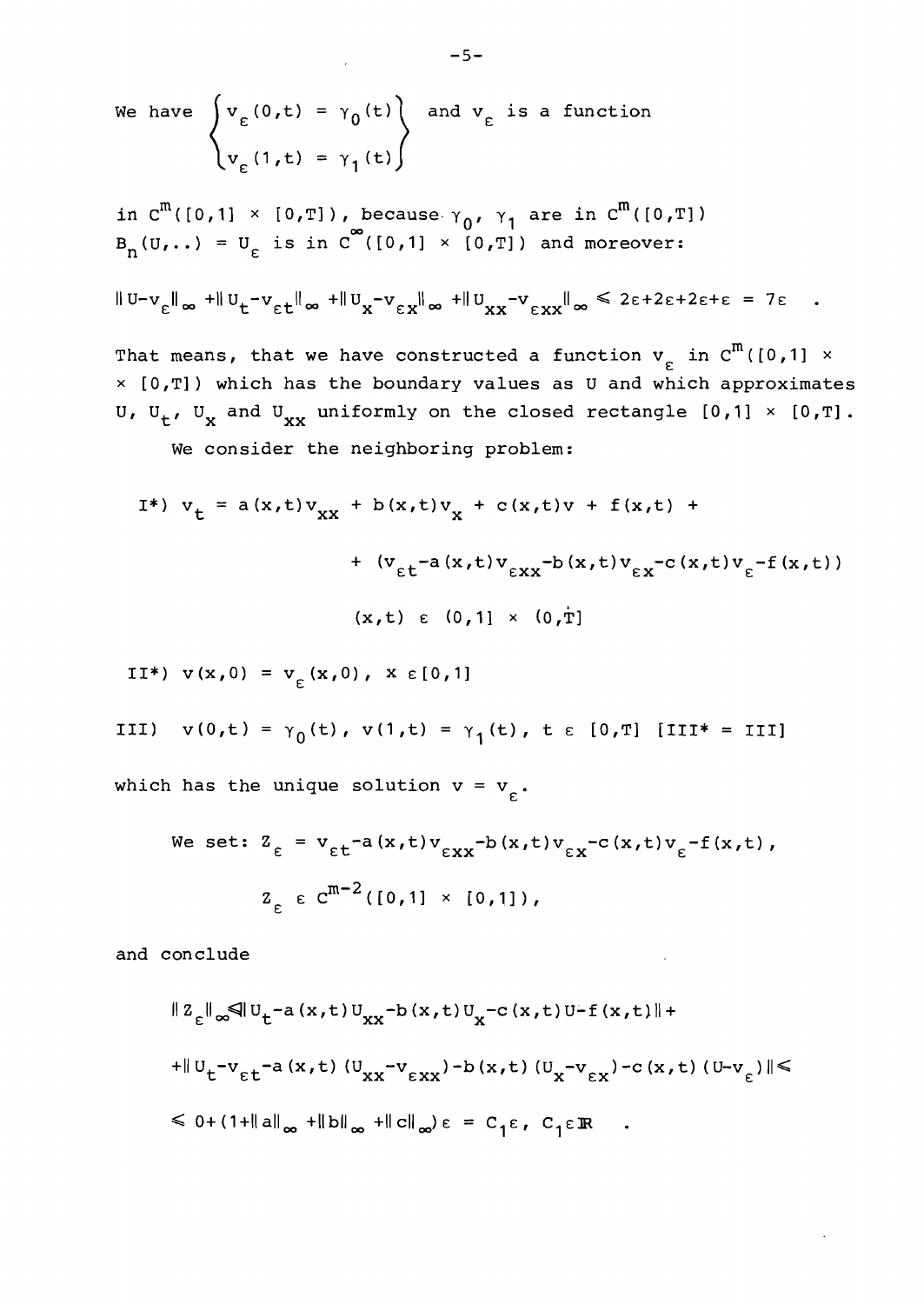We have $\left\{\begin{array}{l} v_\varepsilon(0,t) = \gamma_0(t) \\ v_\varepsilon(1,t) = \gamma_1(t) \end{array}\right\}$ and $v_\varepsilon$ is a function

in $C^m([0,1] \times [0,T])$, because $\gamma_0$, $\gamma_1$ are in $C^m([0,T])$ $B_n(U,..) = U_\varepsilon$ is in $C^\infty([0,1] \times [0,T])$ and moreover:

$$\|U-v_\varepsilon\|_\infty + \|U_t-v_{\varepsilon t}\|_\infty + \|U_x-v_{\varepsilon x}\|_\infty + \|U_{xx}-v_{\varepsilon xx}\|_\infty \leqslant 2\varepsilon+2\varepsilon+2\varepsilon+\varepsilon = 7\varepsilon \quad .$$

That means, that we have constructed a function $v_\varepsilon$ in $C^m([0,1] \times \times [0,T])$ which has the boundary values as $U$ and which approximates $U$, $U_t$, $U_x$ and $U_{xx}$ uniformly on the closed rectangle $[0,1] \times [0,T]$.

We consider the neighboring problem:

$$\text{I*)}\ v_t = a(x,t)v_{xx} + b(x,t)v_x + c(x,t)v + f(x,t) +$$
$$+ (v_{\varepsilon t}-a(x,t)v_{\varepsilon xx}-b(x,t)v_{\varepsilon x}-c(x,t)v_\varepsilon-f(x,t))$$
$$(x,t) \in (0,1] \times (0,T]$$

$$\text{II*)}\ v(x,0) = v_\varepsilon(x,0),\ x \in [0,1]$$

$$\text{III)}\ v(0,t) = \gamma_0(t),\ v(1,t) = \gamma_1(t),\ t \in [0,T]\ [\text{III*} = \text{III}]$$

which has the unique solution $v = v_\varepsilon$.

We set: $Z_\varepsilon = v_{\varepsilon t}-a(x,t)v_{\varepsilon xx}-b(x,t)v_{\varepsilon x}-c(x,t)v_\varepsilon-f(x,t)$,

$$Z_\varepsilon \in C^{m-2}([0,1] \times [0,1]),$$

and conclude

$$\|Z_\varepsilon\|_\infty \leqslant \|U_t-a(x,t)U_{xx}-b(x,t)U_x-c(x,t)U-f(x,t)\| +$$
$$+\|U_t-v_{\varepsilon t}-a(x,t)(U_{xx}-v_{\varepsilon xx})-b(x,t)(U_x-v_{\varepsilon x})-c(x,t)(U-v_\varepsilon)\| \leqslant$$
$$\leqslant 0+(1+\|a\|_\infty+\|b\|_\infty+\|c\|_\infty)\varepsilon = C_1\varepsilon,\ C_1 \in \mathbb{R} \quad .$$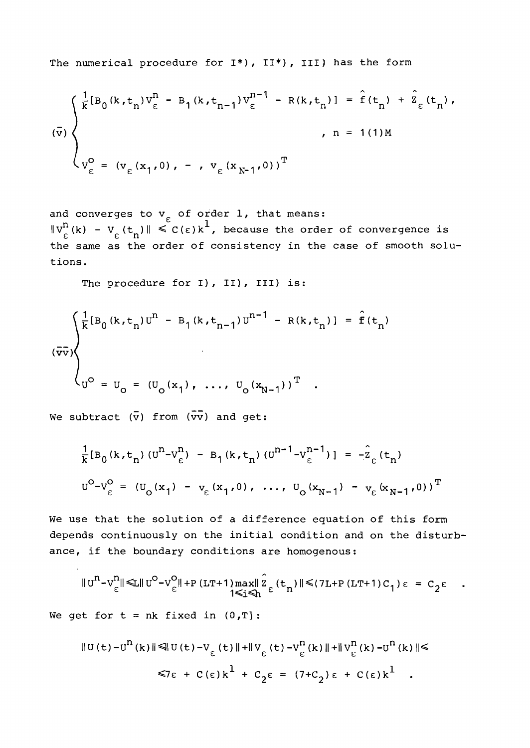The numerical procedure for I*), II*), III) has the form

$$(\bar{v}) \begin{cases} \frac{1}{k}[B_0(k,t_n)V_\varepsilon^n - B_1(k,t_{n-1})V_\varepsilon^{n-1} - R(k,t_n)] = \hat{f}(t_n) + \hat{z}_\varepsilon(t_n), \\ \qquad\qquad\qquad\qquad\qquad\qquad\qquad\qquad\qquad , \ n = 1(1)M \\ V_\varepsilon^0 = (v_\varepsilon(x_1,0), - , v_\varepsilon(x_{N-1},0))^T \end{cases}$$

and converges to $v_\varepsilon$ of order 1, that means:
$\|V_\varepsilon^n(k) - v_\varepsilon(t_n)\| \leq C(\varepsilon)k^1$, because the order of convergence is the same as the order of consistency in the case of smooth solutions.

The procedure for I), II), III) is:

$$(\bar{\bar{v}}) \begin{cases} \frac{1}{k}[B_0(k,t_n)U^n - B_1(k,t_{n-1})U^{n-1} - R(k,t_n)] = \hat{f}(t_n) \\ \\ U^0 = U_0 = (U_0(x_1), \ldots, U_0(x_{N-1}))^T \end{cases}$$

We subtract $(\bar{v})$ from $(\bar{\bar{v}})$ and get:

$$\frac{1}{k}[B_0(k,t_n)(U^n-V_\varepsilon^n) - B_1(k,t_n)(U^{n-1}-V_\varepsilon^{n-1})] = -\hat{z}_\varepsilon(t_n)$$

$$U^0-V_\varepsilon^0 = (U_0(x_1) - v_\varepsilon(x_1,0), \ldots, U_0(x_{N-1}) - v_\varepsilon(x_{N-1},0))^T$$

We use that the solution of a difference equation of this form depends continuously on the initial condition and on the disturbance, if the boundary conditions are homogenous:

$$\|U^n-V_\varepsilon^n\| \leq L\|U^0-V_\varepsilon^0\| + P(LT+1)\max_{1\leq i\leq h}\|\hat{z}_\varepsilon(t_n)\| \leq (7L+P(LT+1)C_1)\varepsilon = C_2\varepsilon \quad .$$

We get for $t = nk$ fixed in $(0,T]$:

$$\|U(t)-U^n(k)\| \leq \|U(t)-v_\varepsilon(t)\| + \|v_\varepsilon(t)-V_\varepsilon^n(k)\| + \|V_\varepsilon^n(k)-U^n(k)\| \leq$$

$$\leq 7\varepsilon + C(\varepsilon)k^1 + C_2\varepsilon = (7+C_2)\varepsilon + C(\varepsilon)k^1 \quad .$$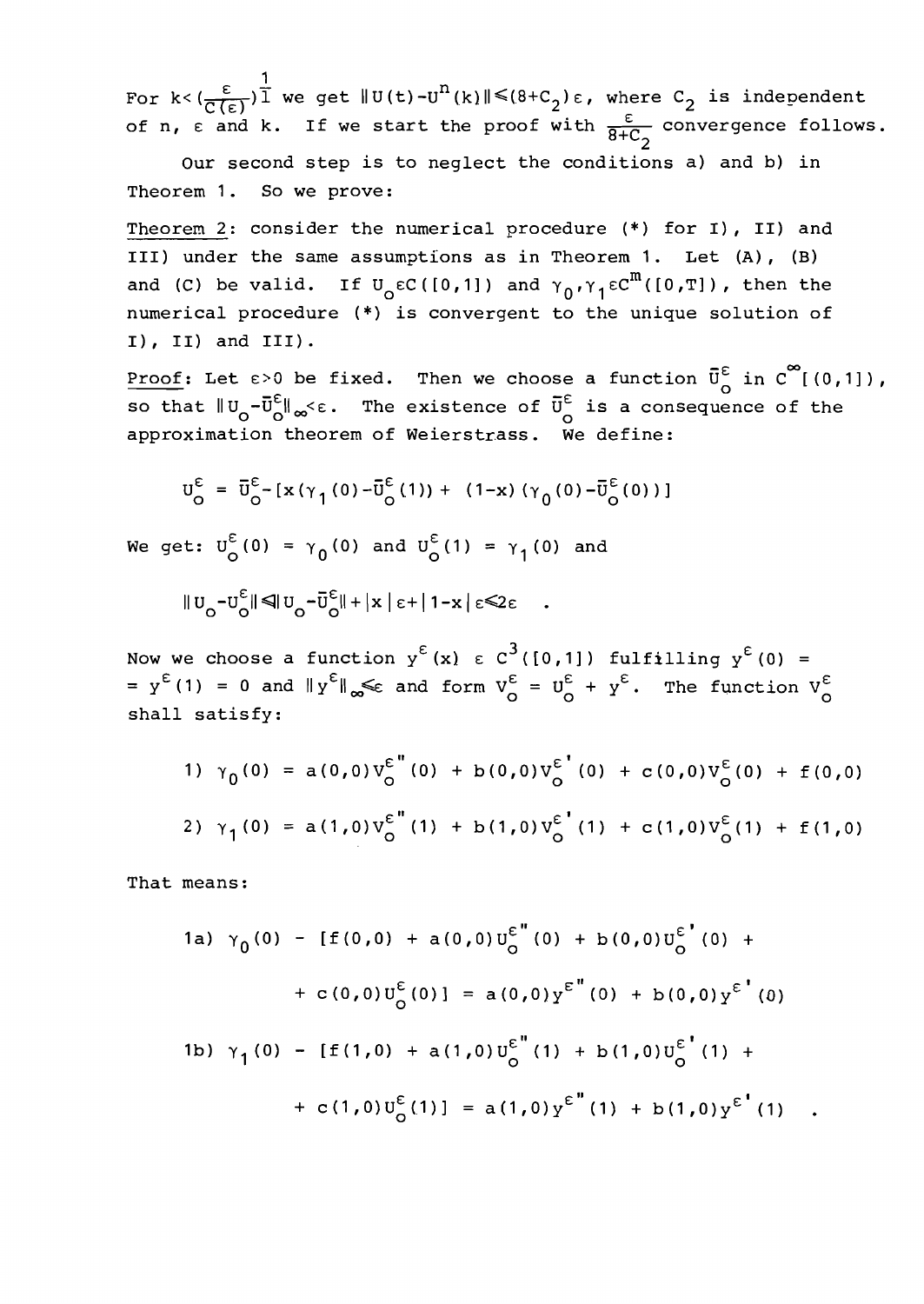For $k<(\frac{\varepsilon}{C(\varepsilon)})^{\frac{1}{1}}$ we get $\|U(t)-U^n(k)\|\leqslant(8+C_2)\varepsilon$, where $C_2$ is independent of n, $\varepsilon$ and k. If we start the proof with $\frac{\varepsilon}{8+C_2}$ convergence follows.

Our second step is to neglect the conditions a) and b) in Theorem 1. So we prove:

Theorem 2: consider the numerical procedure (*) for I), II) and III) under the same assumptions as in Theorem 1. Let (A), (B) and (C) be valid. If $U_o \varepsilon C([0,1])$ and $\gamma_0,\gamma_1 \varepsilon C^m([0,T])$, then the numerical procedure (*) is convergent to the unique solution of I), II) and III).

Proof: Let $\varepsilon>0$ be fixed. Then we choose a function $\bar{U}_o^\varepsilon$ in $C^\infty[(0,1])$, so that $\|U_o-\bar{U}_o^\varepsilon\|_\infty<\varepsilon$. The existence of $\bar{U}_o^\varepsilon$ is a consequence of the approximation theorem of Weierstrass. We define:

$$U_o^\varepsilon = \bar{U}_o^\varepsilon-[x(\gamma_1(0)-\bar{U}_o^\varepsilon(1)) + (1-x)(\gamma_0(0)-\bar{U}_o^\varepsilon(0))]$$

We get: $U_o^\varepsilon(0) = \gamma_0(0)$ and $U_o^\varepsilon(1) = \gamma_1(0)$ and

$$\|U_o-U_o^\varepsilon\|\leqslant\|U_o-\bar{U}_o^\varepsilon\|+|x|\varepsilon+|1-x|\varepsilon\leqslant 2\varepsilon \quad .$$

Now we choose a function $y^\varepsilon(x)\ \varepsilon\ C^3([0,1])$ fulfilling $y^\varepsilon(0) = y^\varepsilon(1) = 0$ and $\|y^\varepsilon\|_\infty\leqslant\varepsilon$ and form $V_o^\varepsilon = U_o^\varepsilon + y^\varepsilon$. The function $V_o^\varepsilon$ shall satisfy:

$$1)\ \gamma_0(0) = a(0,0)V_o^{\varepsilon''}(0) + b(0,0)V_o^{\varepsilon'}(0) + c(0,0)V_o^\varepsilon(0) + f(0,0)$$

$$2)\ \gamma_1(0) = a(1,0)V_o^{\varepsilon''}(1) + b(1,0)V_o^{\varepsilon'}(1) + c(1,0)V_o^\varepsilon(1) + f(1,0)$$

That means:

$$1a)\ \gamma_0(0) - [f(0,0) + a(0,0)U_o^{\varepsilon''}(0) + b(0,0)U_o^{\varepsilon'}(0) + c(0,0)U_o^\varepsilon(0)] = a(0,0)y^{\varepsilon''}(0) + b(0,0)y^{\varepsilon'}(0)$$

$$1b)\ \gamma_1(0) - [f(1,0) + a(1,0)U_o^{\varepsilon''}(1) + b(1,0)U_o^{\varepsilon'}(1) + c(1,0)U_o^\varepsilon(1)] = a(1,0)y^{\varepsilon''}(1) + b(1,0)y^{\varepsilon'}(1) \quad .$$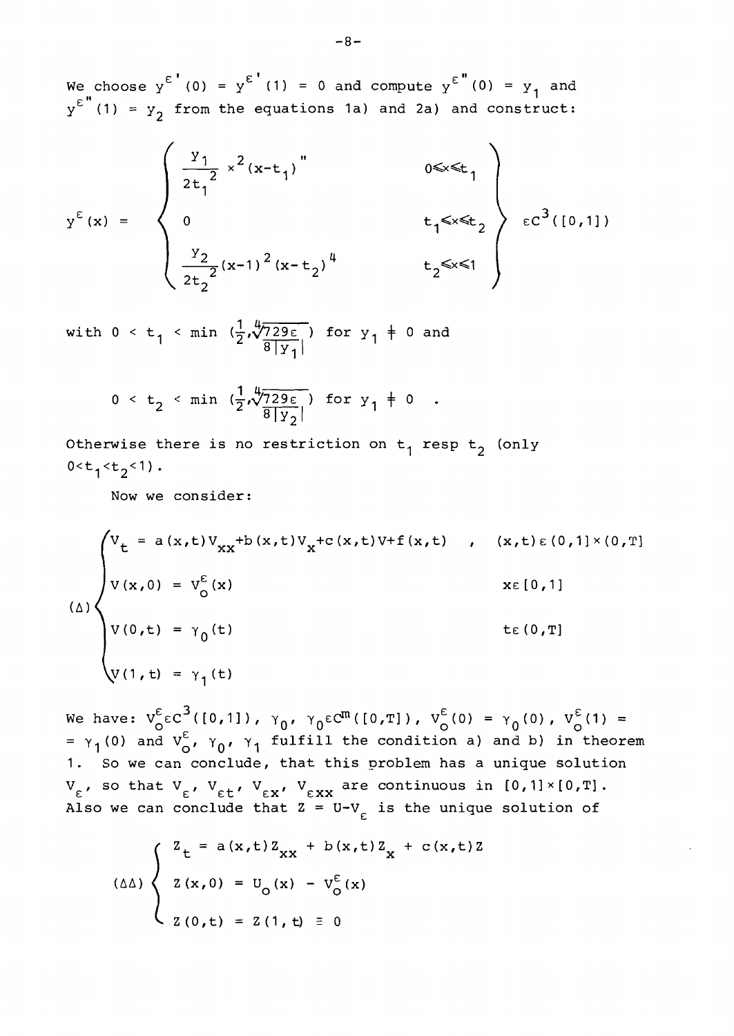We choose $y^{\varepsilon'}(0) = y^{\varepsilon'}(1) = 0$ and compute $y^{\varepsilon''}(0) = y_1$ and $y^{\varepsilon''}(1) = y_2$ from the equations 1a) and 2a) and construct:

$$
y^{\varepsilon}(x) = \left\{ \begin{array}{ll} \dfrac{y_1}{2t_1^{\,2}}\, x^2 (x-t_1)^{"} & 0 \leqslant x \leqslant t_1 \\[2ex] 0 & t_1 \leqslant x \leqslant t_2 \\[2ex] \dfrac{y_2}{2t_2^{\,2}} (x-1)^2 (x-t_2)^4 & t_2 \leqslant x \leqslant 1 \end{array} \right\} \varepsilon C^3([0,1])
$$

with $0 < t_1 < \min\left(\frac{1}{2}, \sqrt[4]{\frac{729\varepsilon}{8|y_1|}}\right)$ for $y_1 \neq 0$ and

$$
0 < t_2 < \min\left(\frac{1}{2}, \sqrt[4]{\frac{729\varepsilon}{8|y_2|}}\right) \text{ for } y_1 \neq 0 \quad .
$$

Otherwise there is no restriction on $t_1$ resp $t_2$ (only $0<t_1<t_2<1$).

Now we consider:

$$
(\Delta) \begin{cases} V_t = a(x,t)V_{xx} + b(x,t)V_x + c(x,t)V + f(x,t) \quad , & (x,t)\,\varepsilon\,(0,1]\times(0,T] \\ V(x,0) = V_0^{\varepsilon}(x) & x\,\varepsilon\,[0,1] \\ V(0,t) = \gamma_0(t) & t\,\varepsilon\,(0,T] \\ V(1,t) = \gamma_1(t) & \end{cases}
$$

We have: $V_0^{\varepsilon}\varepsilon C^3([0,1])$, $\gamma_0$, $\gamma_0 \varepsilon C^m([0,T])$, $V_0^{\varepsilon}(0) = \gamma_0(0)$, $V_0^{\varepsilon}(1) = \gamma_1(0)$ and $V_0^{\varepsilon}$, $\gamma_0$, $\gamma_1$ fulfill the condition a) and b) in theorem 1. So we can conclude, that this problem has a unique solution $V_{\varepsilon}$, so that $V_{\varepsilon}$, $V_{\varepsilon t}$, $V_{\varepsilon x}$, $V_{\varepsilon xx}$ are continuous in $[0,1]\times[0,T]$. Also we can conclude that $Z = U - V_{\varepsilon}$ is the unique solution of

$$
(\Delta\Delta) \begin{cases} Z_t = a(x,t)Z_{xx} + b(x,t)Z_x + c(x,t)Z \\ Z(x,0) = U_0(x) - V_0^{\varepsilon}(x) \\ Z(0,t) = Z(1,t) \equiv 0 \end{cases}
$$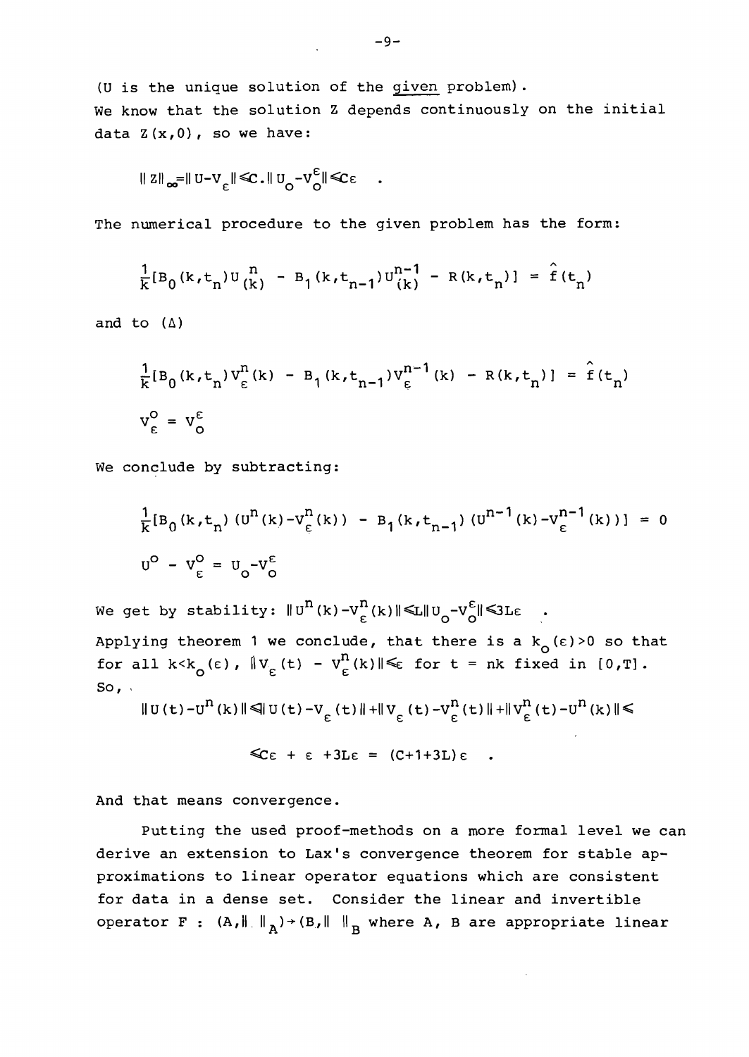(U is the unique solution of the given problem).
We know that the solution Z depends continuously on the initial data $Z(x,0)$, so we have:

$$\|Z\|_\infty = \|U - V_\varepsilon\| \leq C \cdot \|U_0 - V_0^\varepsilon\| \leq C\varepsilon \quad .$$

The numerical procedure to the given problem has the form:

$$\frac{1}{k}[B_0(k,t_n)U^n_{(k)} - B_1(k,t_{n-1})U^{n-1}_{(k)} - R(k,t_n)] = \hat{f}(t_n)$$

and to $(\Delta)$

$$\frac{1}{k}[B_0(k,t_n)V^n_\varepsilon(k) - B_1(k,t_{n-1})V^{n-1}_\varepsilon(k) - R(k,t_n)] = \hat{f}(t_n)$$

$$V^0_\varepsilon = V^\varepsilon_0$$

We conclude by subtracting:

$$\frac{1}{k}[B_0(k,t_n)(U^n(k) - V^n_\varepsilon(k)) - B_1(k,t_{n-1})(U^{n-1}(k) - V^{n-1}_\varepsilon(k))] = 0$$

$$U^0 - V^0_\varepsilon = U_0 - V^\varepsilon_0$$

We get by stability: $\|U^n(k) - V^n_\varepsilon(k)\| \leq L\|U_0 - V^\varepsilon_0\| \leq 3L\varepsilon$ .

Applying theorem 1 we conclude, that there is a $k_0(\varepsilon) > 0$ so that for all $k < k_0(\varepsilon)$, $\|V_\varepsilon(t) - V^n_\varepsilon(k)\| \leq \varepsilon$ for $t = nk$ fixed in $[0,T]$.
So,

$$\|U(t) - U^n(k)\| \leq \|U(t) - V_\varepsilon(t)\| + \|V_\varepsilon(t) - V^n_\varepsilon(t)\| + \|V^n_\varepsilon(t) - U^n(k)\| \leq$$

$$\leq C\varepsilon + \varepsilon + 3L\varepsilon = (C+1+3L)\varepsilon \quad .$$

And that means convergence.

Putting the used proof-methods on a more formal level we can derive an extension to Lax's convergence theorem for stable approximations to linear operator equations which are consistent for data in a dense set. Consider the linear and invertible operator $F : (A, \| \|_A) \to (B, \| \|_B$ where A, B are appropriate linear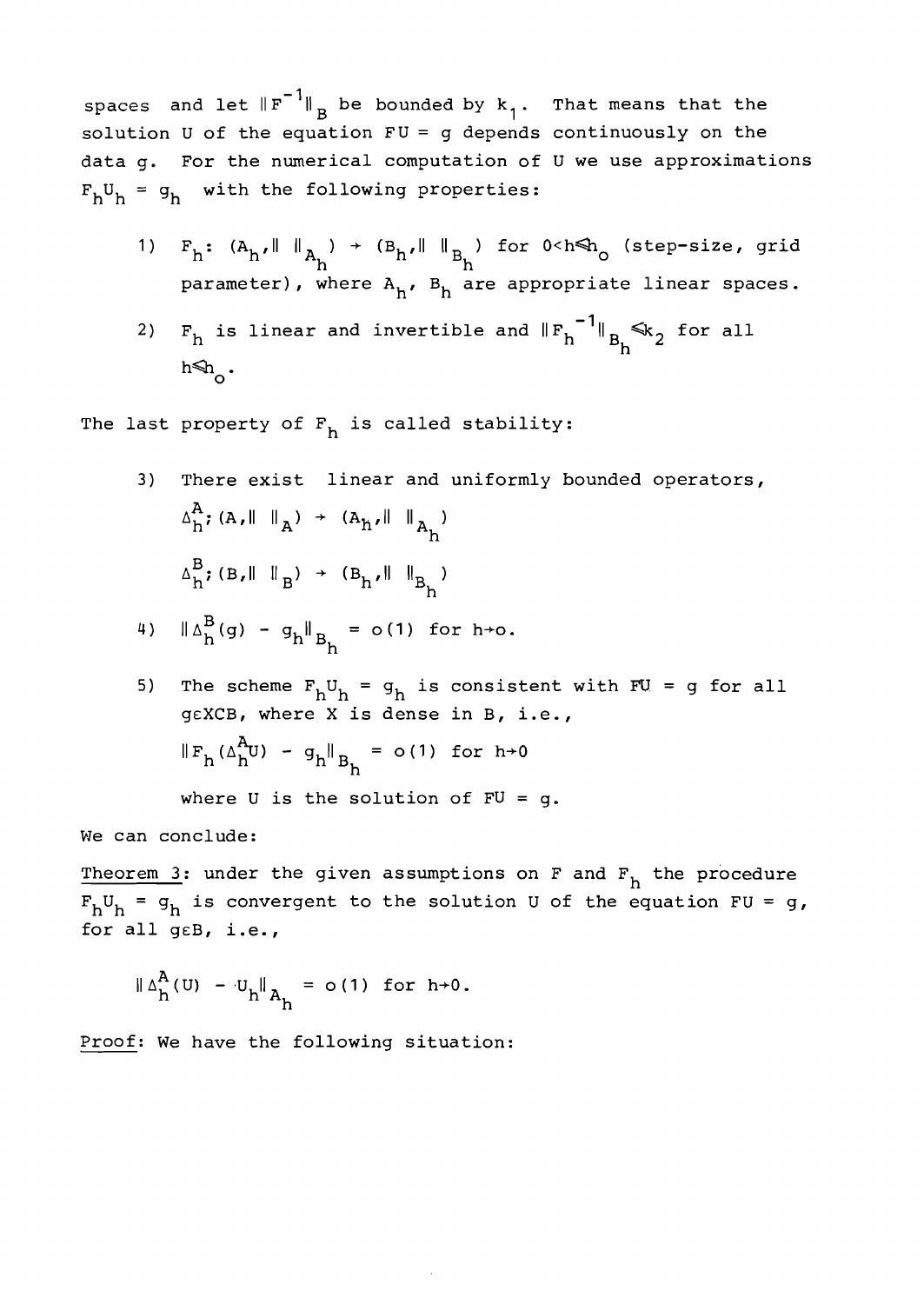spaces and let $\|F^{-1}\|_B$ be bounded by $k_1$. That means that the solution U of the equation FU = g depends continuously on the data g. For the numerical computation of U we use approximations $F_h U_h = g_h$ with the following properties:

1) $F_h: (A_h, \| \ \|_{A_h}) \to (B_h, \| \ \|_{B_h})$ for $0<h\leq h_o$ (step-size, grid parameter), where $A_h$, $B_h$ are appropriate linear spaces.

2) $F_h$ is linear and invertible and $\|F_h^{-1}\|_{B_h} \leq k_2$ for all $h\leq h_o$.

The last property of $F_h$ is called stability:

3) There exist linear and uniformly bounded operators,
$\Delta_h^A: (A, \| \ \|_A) \to (A_h, \| \ \|_{A_h})$
$\Delta_h^B: (B, \| \ \|_B) \to (B_h, \| \ \|_{B_h})$

4) $\|\Delta_h^B(g) - g_h\|_{B_h} = o(1)$ for $h\to o$.

5) The scheme $F_h U_h = g_h$ is consistent with $FU = g$ for all $g \in X \subset B$, where X is dense in B, i.e.,
$\|F_h(\Delta_h^A U) - g_h\|_{B_h} = o(1)$ for $h\to 0$
where U is the solution of FU = g.

We can conclude:

Theorem 3: under the given assumptions on F and $F_h$ the procedure $F_h U_h = g_h$ is convergent to the solution U of the equation FU = g, for all $g\in B$, i.e.,

$$\|\Delta_h^A(U) - U_h\|_{A_h} = o(1) \text{ for } h\to 0.$$

Proof: We have the following situation: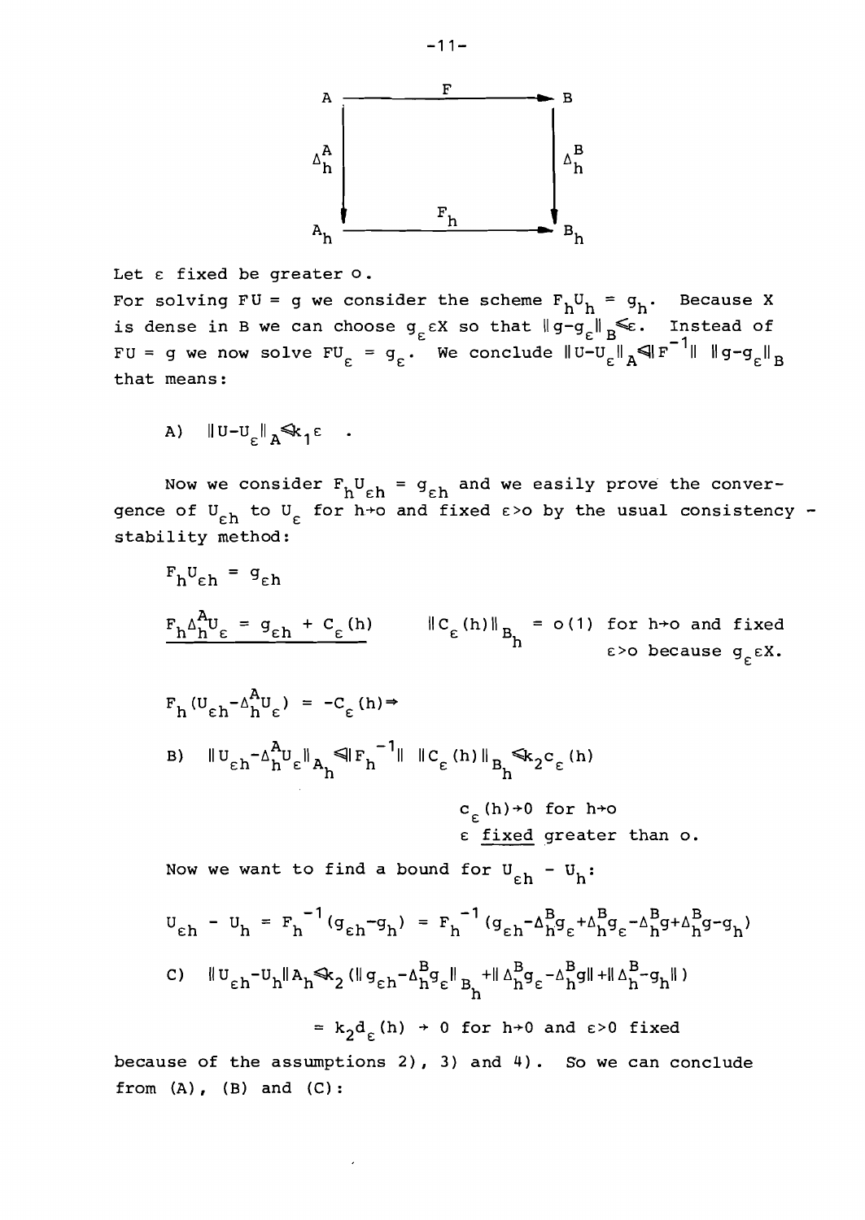$$
\begin{array}{ccc}
A & \xrightarrow{\quad F \quad} & B \\
\Big\downarrow \Delta_h^A & & \Big\downarrow \Delta_h^B \\
A_h & \xrightarrow{\quad F_h \quad} & B_h
\end{array}
$$

Let $\varepsilon$ fixed be greater o.

For solving $FU = g$ we consider the scheme $F_h U_h = g_h$. Because X is dense in B we can choose $g_\varepsilon \varepsilon X$ so that $\|g-g_\varepsilon\|_B \leqslant \varepsilon$. Instead of $FU = g$ we now solve $FU_\varepsilon = g_\varepsilon$. We conclude $\|U-U_\varepsilon\|_A \leqslant \|F^{-1}\| \; \|g-g_\varepsilon\|_B$ that means:

A) $\|U-U_\varepsilon\|_A \leqslant k_1 \varepsilon$ .

Now we consider $F_h U_{\varepsilon h} = g_{\varepsilon h}$ and we easily prove the convergence of $U_{\varepsilon h}$ to $U_\varepsilon$ for $h \to o$ and fixed $\varepsilon > o$ by the usual consistency - stability method:

$F_h U_{\varepsilon h} = g_{\varepsilon h}$

$\underline{F_h \Delta_h^A U_\varepsilon = g_{\varepsilon h} + C_\varepsilon(h)}$ $\qquad \|C_\varepsilon(h)\|_{B_h} = o(1)$ for $h \to o$ and fixed $\varepsilon > o$ because $g_\varepsilon \varepsilon X$.

$F_h(U_{\varepsilon h} - \Delta_h^A U_\varepsilon) = -C_\varepsilon(h) \Rightarrow$

B) $\|U_{\varepsilon h} - \Delta_h^A U_\varepsilon\|_{A_h} \leqslant \|F_h^{-1}\| \; \|C_\varepsilon(h)\|_{B_h} \leqslant k_2 c_\varepsilon(h)$

$c_\varepsilon(h) \to 0$ for $h \to o$
$\varepsilon$ fixed greater than o.

Now we want to find a bound for $U_{\varepsilon h} - U_h$:

$$U_{\varepsilon h} - U_h = F_h^{-1}(g_{\varepsilon h} - g_h) = F_h^{-1}(g_{\varepsilon h} - \Delta_h^B g_\varepsilon + \Delta_h^B g_\varepsilon - \Delta_h^B g + \Delta_h^B g - g_h)$$

C) $\|U_{\varepsilon h} - U_h\| A_h \leqslant k_2 (\|g_{\varepsilon h} - \Delta_h^B g_\varepsilon\|_{B_h} + \|\Delta_h^B g_\varepsilon - \Delta_h^B g\| + \|\Delta_h^B - g_h\|)$

$= k_2 d_\varepsilon(h) \to 0$ for $h \to 0$ and $\varepsilon > 0$ fixed

because of the assumptions 2), 3) and 4). So we can conclude from (A), (B) and (C):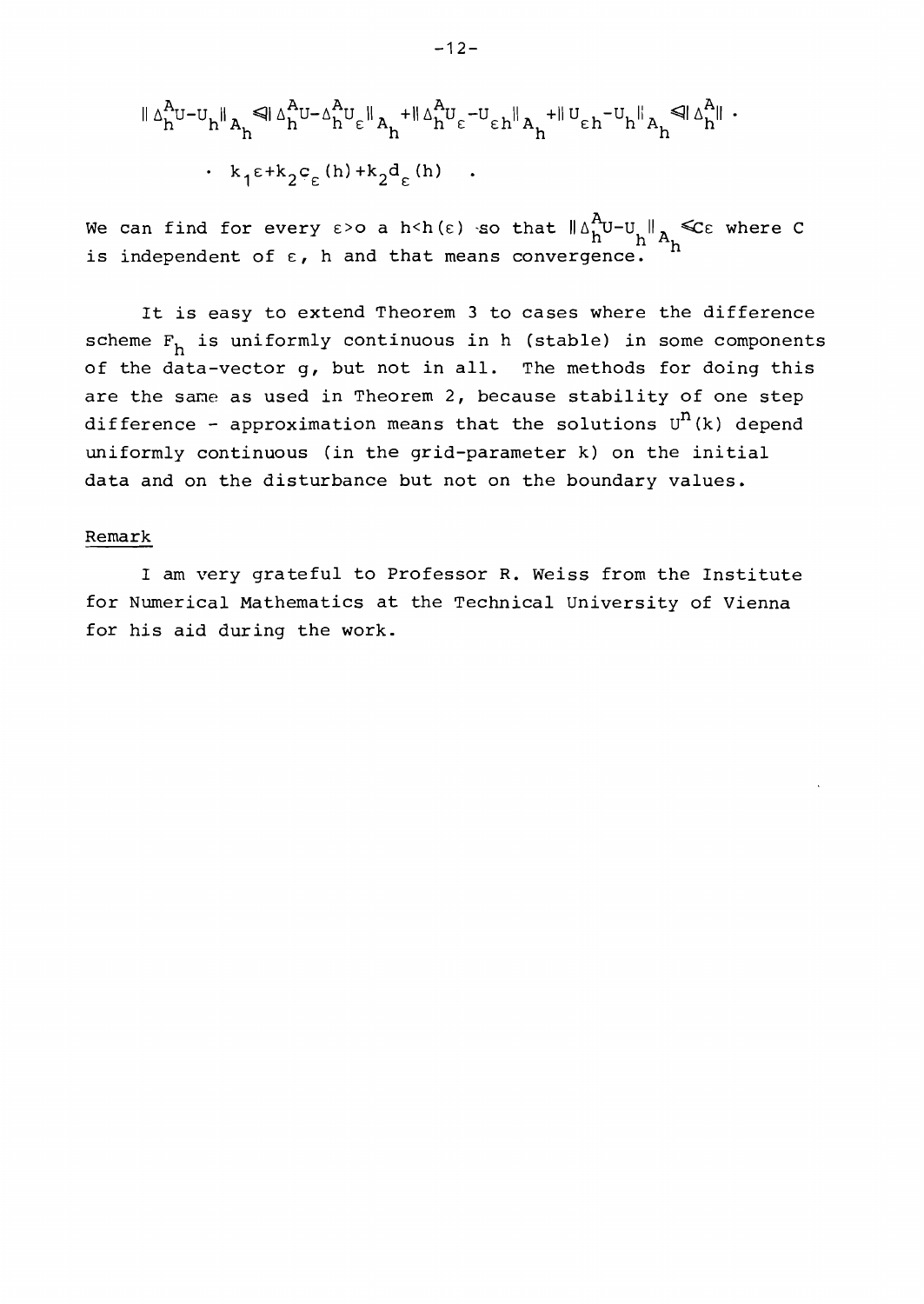$$\| \Delta_h^A U - U_h \|_{A_h} \leqslant \| \Delta_h^A U - \Delta_h^A U_\varepsilon \|_{A_h} + \| \Delta_h^A U_\varepsilon - U_{\varepsilon h} \|_{A_h} + \| U_{\varepsilon h} - U_h \|_{A_h} \leqslant \| \Delta_h^A \| \cdot$$

$$\cdot \; k_1 \varepsilon + k_2 c_\varepsilon (h) + k_2 d_\varepsilon (h) \quad .$$

We can find for every $\varepsilon > o$ a $h < h(\varepsilon)$ so that $\| \Delta_h^A U - U_h \|_{A_h} \leqslant C\varepsilon$ where $C$ is independent of $\varepsilon$, $h$ and that means convergence.

It is easy to extend Theorem 3 to cases where the difference scheme $F_h$ is uniformly continuous in $h$ (stable) in some components of the data-vector $g$, but not in all. The methods for doing this are the same as used in Theorem 2, because stability of one step difference - approximation means that the solutions $U^n(k)$ depend uniformly continuous (in the grid-parameter $k$) on the initial data and on the disturbance but not on the boundary values.

Remark

I am very grateful to Professor R. Weiss from the Institute for Numerical Mathematics at the Technical University of Vienna for his aid during the work.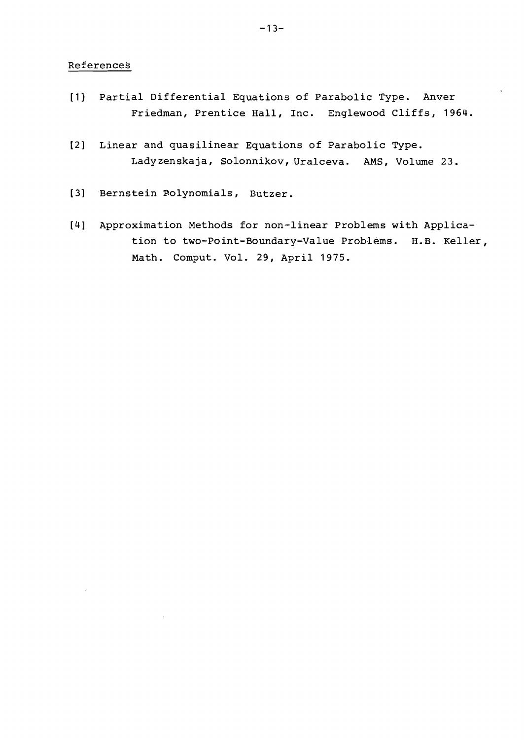References

[1] Partial Differential Equations of Parabolic Type. Anver Friedman, Prentice Hall, Inc. Englewood Cliffs, 1964.

[2] Linear and quasilinear Equations of Parabolic Type. Ladyzenskaja, Solonnikov, Uralceva. AMS, Volume 23.

[3] Bernstein Polynomials, Butzer.

[4] Approximation Methods for non-linear Problems with Application to two-Point-Boundary-Value Problems. H.B. Keller, Math. Comput. Vol. 29, April 1975.